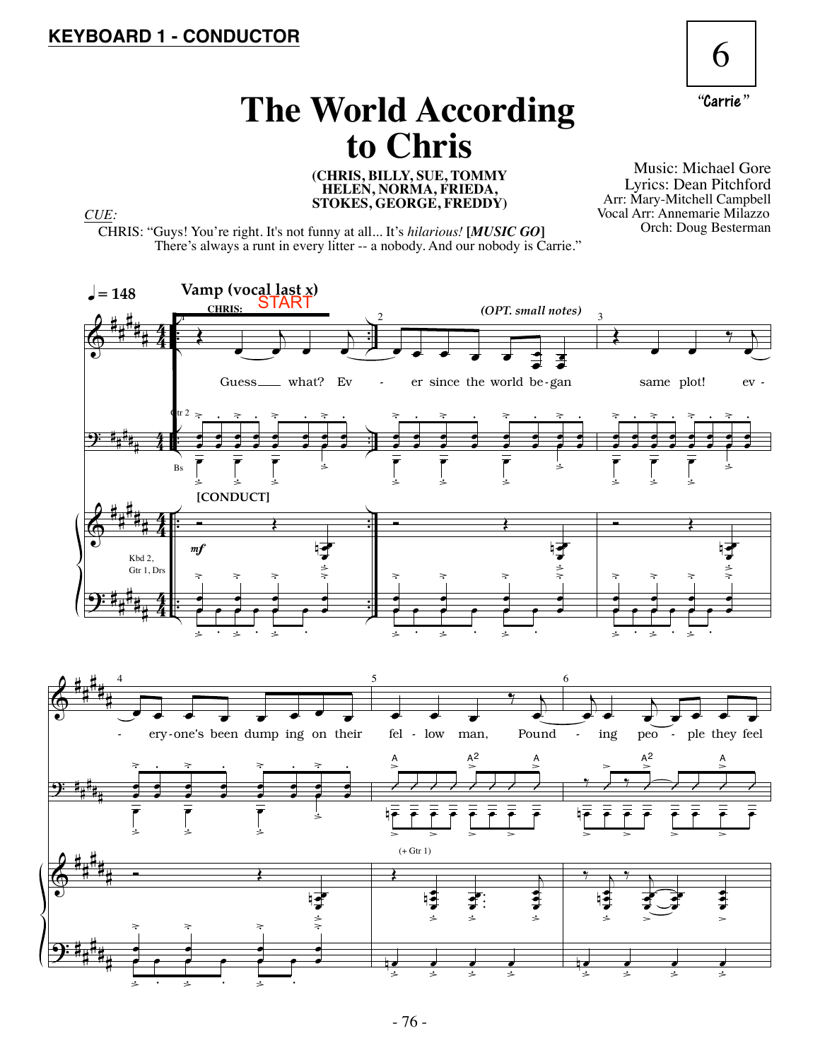**KEYBOARD 1 - CONDUCTOR**

6

*"Carrie"*

# The World According to Chris

**(CHRIS, BILLY, SUE, TOMMY HELEN, NORMA, FRIEDA, STOKES, GEORGE, FREDDY)**

Music: Michael Gore
Lyrics: Dean Pitchford
Arr: Mary-Mitchell Campbell
Vocal Arr: Annemarie Milazzo
Orch: Doug Besterman

*CUE:*

CHRIS: "Guys! You're right. It's not funny at all... It's *hilarious!* **[*MUSIC GO*]** There's always a runt in every litter -- a nobody. And our nobody is Carrie."

♩ = 148 **Vamp (vocal last x)** CHRIS: START

(OPT. small notes)

Guess what? Ev - er since the world be-gan same plot! ev - ery-one's been dump ing on their fel - low man, Pound - ing peo - ple they feel

Gtr 2 · Bs · [CONDUCT] · *mf* · Kbd 2, Gtr 1, Drs · (+ Gtr 1)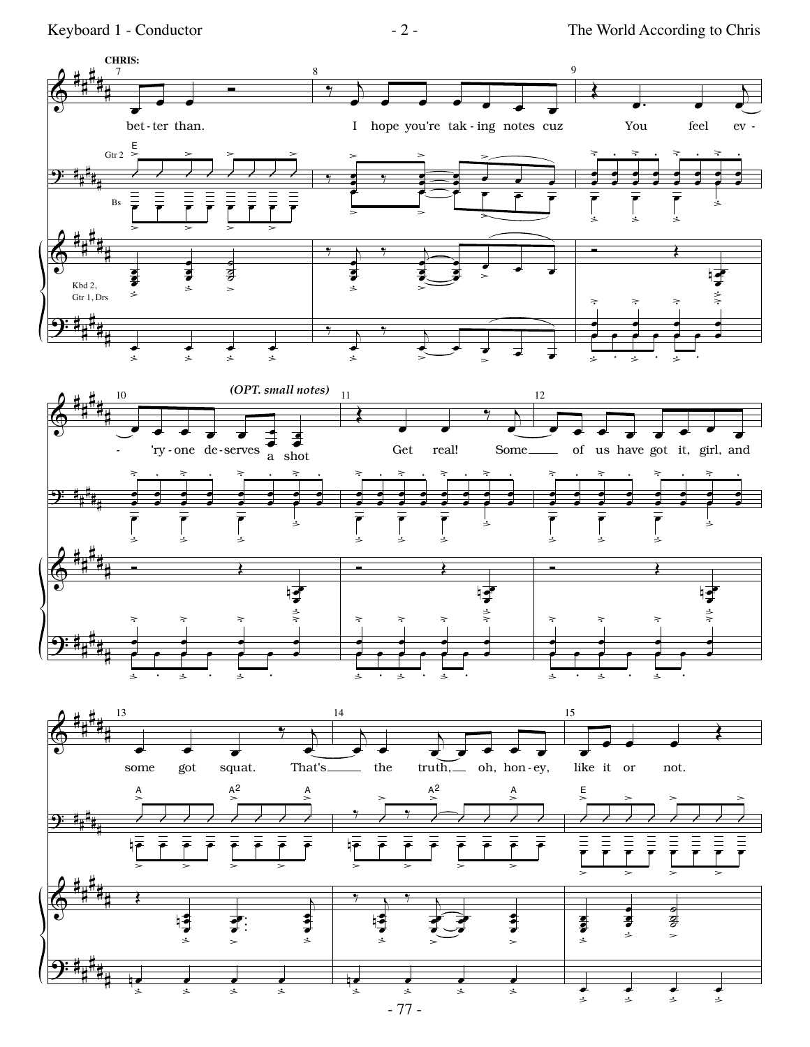**CHRIS:**

7 — bet - ter than.

8 — I hope you're tak - ing notes cuz

9 — You feel ev -

10 — 'ry - one de - serves a shot

*(OPT. small notes)*

11 — Get real! Some

12 — of us have got it, girl, and

13 — some got squat. That's

14 — the truth, oh, hon - ey,

15 — like it or not.

Gtr 2 — E | A | A2 | A | A2 | A | E

Bs

Kbd 2, Gtr 1, Drs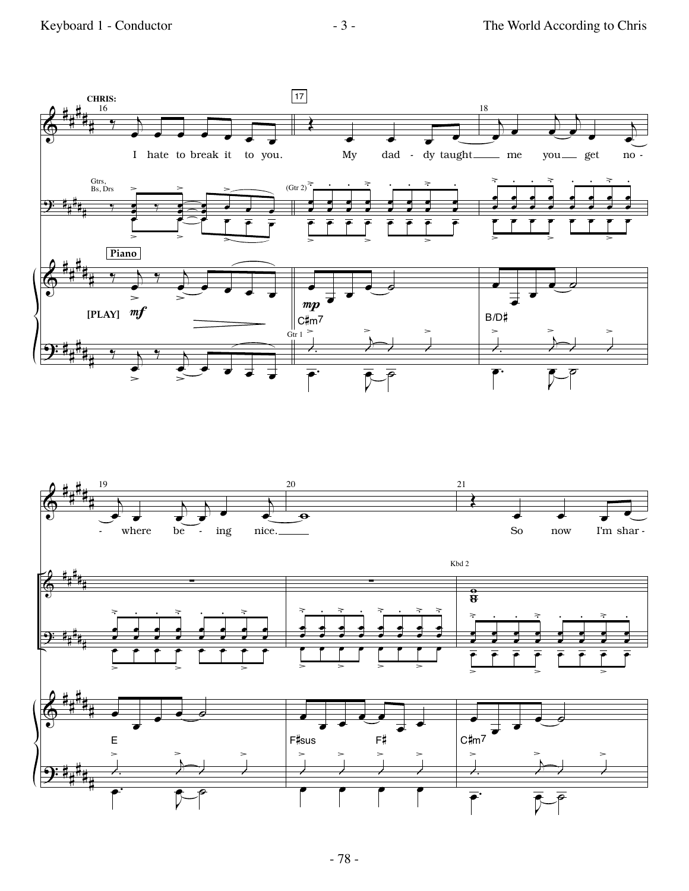CHRIS:

16

I hate to break it to you.

17

My dad - dy taught me you get no -

18

Gtrs, Bs, Drs

(Gtr 2)

Piano

[PLAY] *mf*

*mp*

C♯m7

B/D♯

Gtr 1

19

- where be - ing nice.

20

21

So now I'm shar -

Kbd 2

E

F♯sus

F♯

C♯m7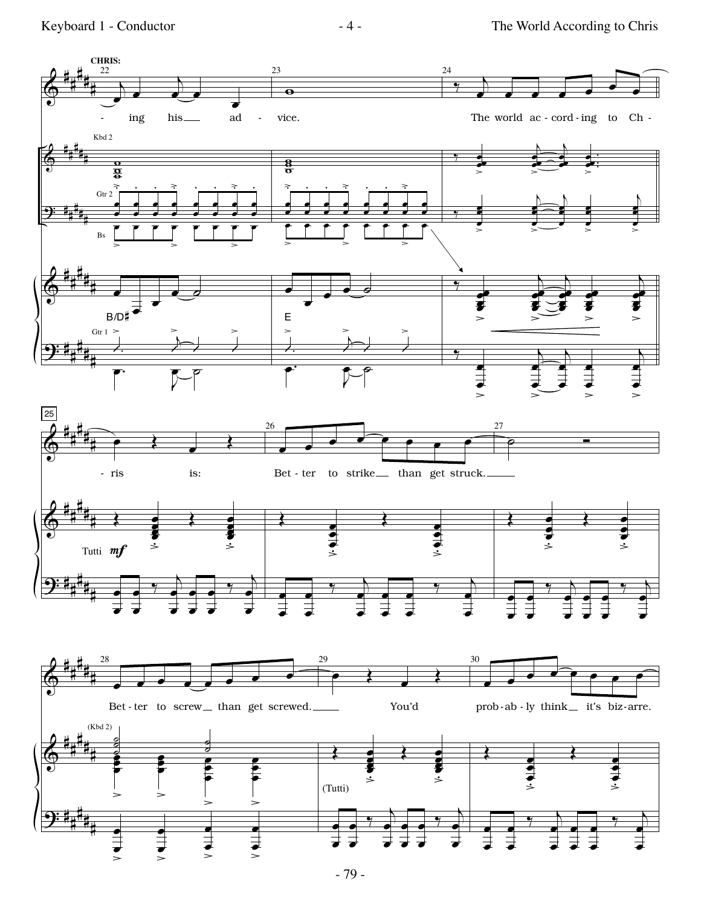CHRIS:

- ing his ad - vice. The world ac - cord - ing to Ch - ris is: Bet - ter to strike than get struck. Bet - ter to screw than get screwed. You'd prob - ab - ly think it's biz - arre.

Kbd 2

Gtr 2

Bs

B/D♯

E

Gtr 1

Tutti *mf*

(Kbd 2)

(Tutti)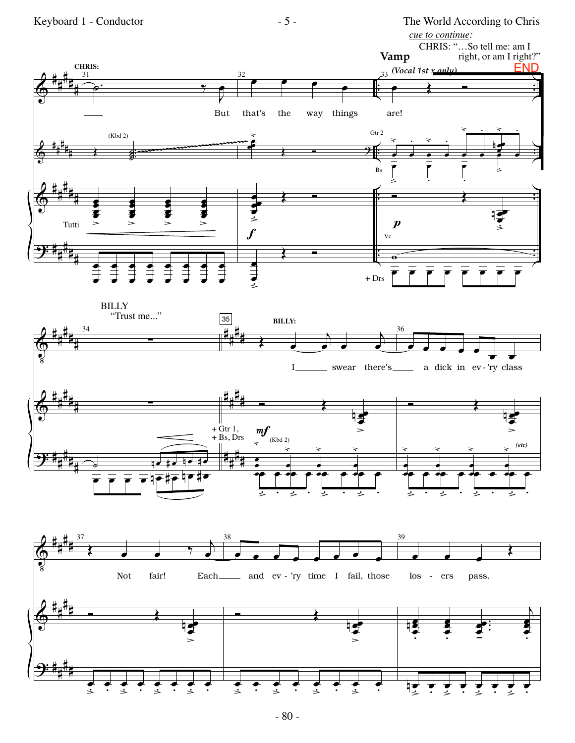*cue to continue:*

CHRIS: "…So tell me: am I right, or am I right?"

**Vamp**

*(Vocal 1st x only)*

END

CHRIS:

But that's the way things are!

(Kbd 2)

Gtr 2

Bs

Tutti

*f*

*p*

Vc

+ Drs

BILLY
"Trust me..."

35

BILLY:

I swear there's a dick in ev-'ry class

+ Gtr 1,
+ Bs, Drs

*mf* (Kbd 2)

*(etc)*

Not fair! Each and ev-'ry time I fail, those los-ers pass.